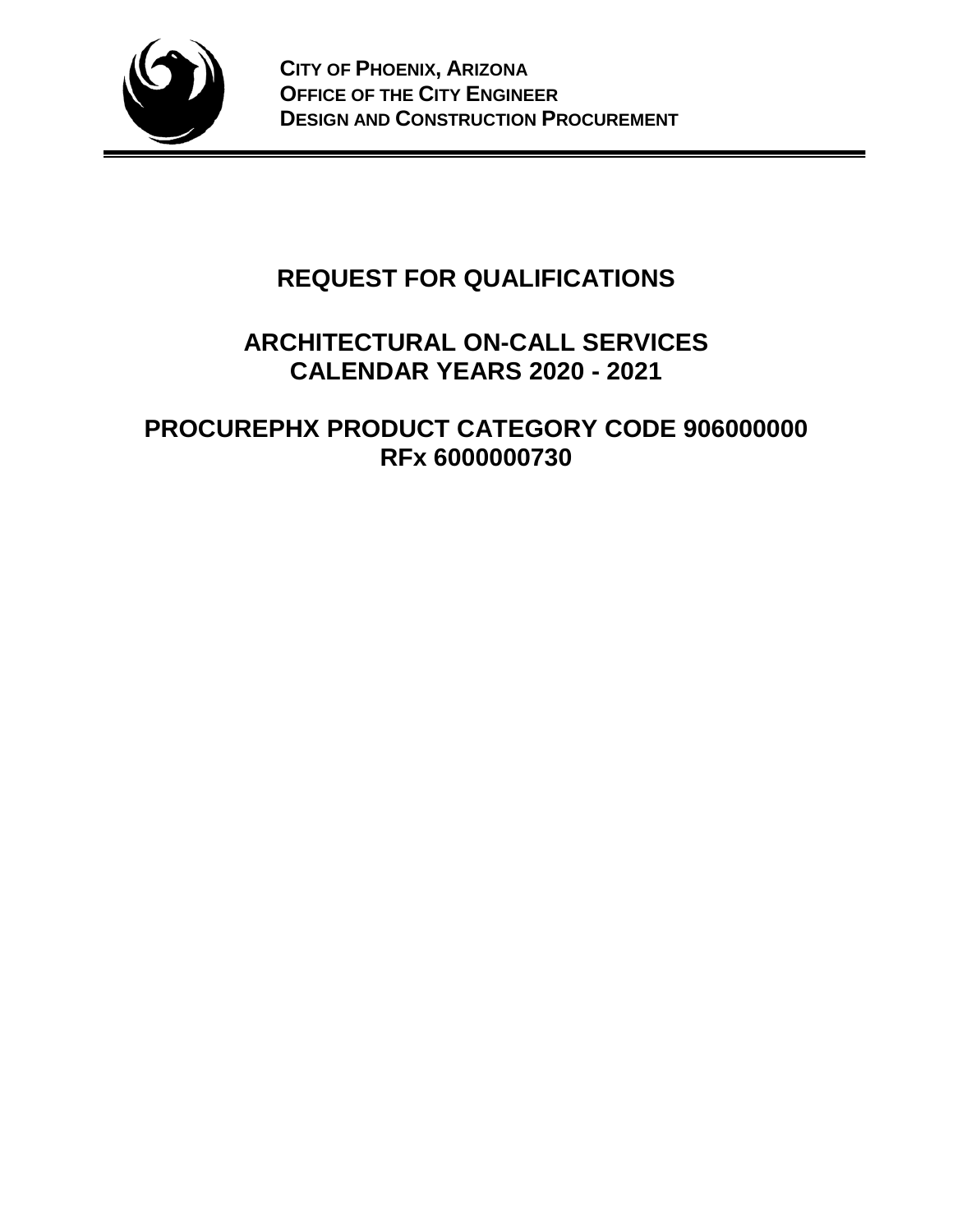**CITY OF PHOENIX, ARIZONA**
**OFFICE OF THE CITY ENGINEER**
**DESIGN AND CONSTRUCTION PROCUREMENT**

# REQUEST FOR QUALIFICATIONS

## ARCHITECTURAL ON-CALL SERVICES
## CALENDAR YEARS 2020 - 2021

## PROCUREPHX PRODUCT CATEGORY CODE 906000000
## RFx 6000000730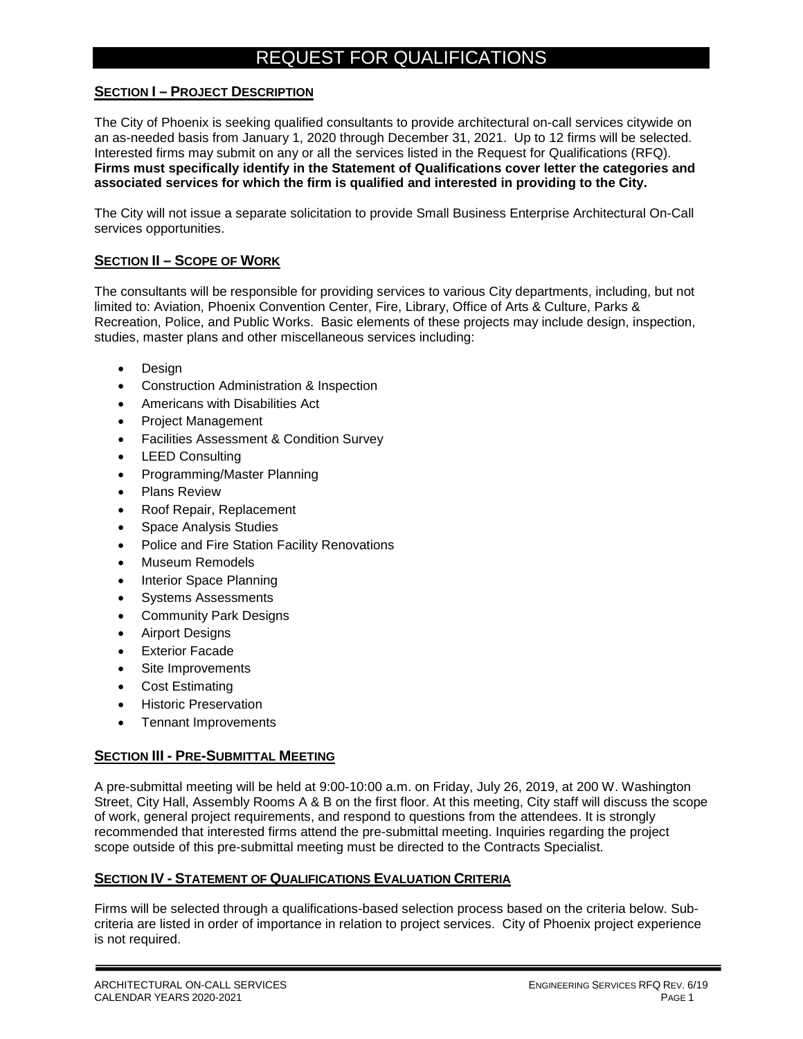# REQUEST FOR QUALIFICATIONS

## SECTION I – PROJECT DESCRIPTION

The City of Phoenix is seeking qualified consultants to provide architectural on-call services citywide on an as-needed basis from January 1, 2020 through December 31, 2021. Up to 12 firms will be selected. Interested firms may submit on any or all the services listed in the Request for Qualifications (RFQ). **Firms must specifically identify in the Statement of Qualifications cover letter the categories and associated services for which the firm is qualified and interested in providing to the City.**

The City will not issue a separate solicitation to provide Small Business Enterprise Architectural On-Call services opportunities.

## SECTION II – SCOPE OF WORK

The consultants will be responsible for providing services to various City departments, including, but not limited to: Aviation, Phoenix Convention Center, Fire, Library, Office of Arts & Culture, Parks & Recreation, Police, and Public Works. Basic elements of these projects may include design, inspection, studies, master plans and other miscellaneous services including:

- Design
- Construction Administration & Inspection
- Americans with Disabilities Act
- Project Management
- Facilities Assessment & Condition Survey
- LEED Consulting
- Programming/Master Planning
- Plans Review
- Roof Repair, Replacement
- Space Analysis Studies
- Police and Fire Station Facility Renovations
- Museum Remodels
- Interior Space Planning
- Systems Assessments
- Community Park Designs
- Airport Designs
- Exterior Facade
- Site Improvements
- Cost Estimating
- Historic Preservation
- Tennant Improvements

## SECTION III - PRE-SUBMITTAL MEETING

A pre-submittal meeting will be held at 9:00-10:00 a.m. on Friday, July 26, 2019, at 200 W. Washington Street, City Hall, Assembly Rooms A & B on the first floor. At this meeting, City staff will discuss the scope of work, general project requirements, and respond to questions from the attendees. It is strongly recommended that interested firms attend the pre-submittal meeting. Inquiries regarding the project scope outside of this pre-submittal meeting must be directed to the Contracts Specialist.

## SECTION IV - STATEMENT OF QUALIFICATIONS EVALUATION CRITERIA

Firms will be selected through a qualifications-based selection process based on the criteria below. Sub-criteria are listed in order of importance in relation to project services. City of Phoenix project experience is not required.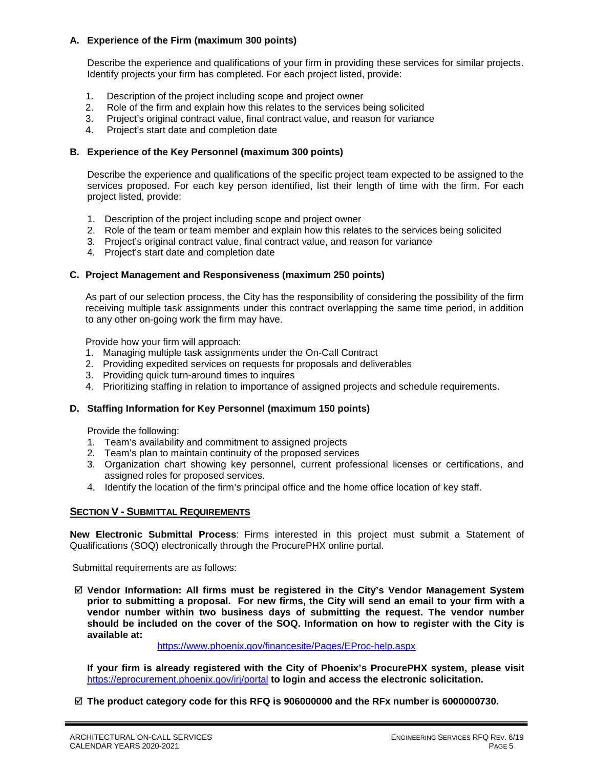### A. Experience of the Firm (maximum 300 points)

Describe the experience and qualifications of your firm in providing these services for similar projects. Identify projects your firm has completed. For each project listed, provide:

1. Description of the project including scope and project owner
2. Role of the firm and explain how this relates to the services being solicited
3. Project's original contract value, final contract value, and reason for variance
4. Project's start date and completion date

### B. Experience of the Key Personnel (maximum 300 points)

Describe the experience and qualifications of the specific project team expected to be assigned to the services proposed. For each key person identified, list their length of time with the firm. For each project listed, provide:

1. Description of the project including scope and project owner
2. Role of the team or team member and explain how this relates to the services being solicited
3. Project's original contract value, final contract value, and reason for variance
4. Project's start date and completion date

### C. Project Management and Responsiveness (maximum 250 points)

As part of our selection process, the City has the responsibility of considering the possibility of the firm receiving multiple task assignments under this contract overlapping the same time period, in addition to any other on-going work the firm may have.

Provide how your firm will approach:

1. Managing multiple task assignments under the On-Call Contract
2. Providing expedited services on requests for proposals and deliverables
3. Providing quick turn-around times to inquires
4. Prioritizing staffing in relation to importance of assigned projects and schedule requirements.

### D. Staffing Information for Key Personnel (maximum 150 points)

Provide the following:

1. Team's availability and commitment to assigned projects
2. Team's plan to maintain continuity of the proposed services
3. Organization chart showing key personnel, current professional licenses or certifications, and assigned roles for proposed services.
4. Identify the location of the firm's principal office and the home office location of key staff.

## SECTION V - SUBMITTAL REQUIREMENTS

**New Electronic Submittal Process**: Firms interested in this project must submit a Statement of Qualifications (SOQ) electronically through the ProcurePHX online portal.

Submittal requirements are as follows:

☑ **Vendor Information: All firms must be registered in the City's Vendor Management System prior to submitting a proposal. For new firms, the City will send an email to your firm with a vendor number within two business days of submitting the request. The vendor number should be included on the cover of the SOQ. Information on how to register with the City is available at:**

https://www.phoenix.gov/financesite/Pages/EProc-help.aspx

**If your firm is already registered with the City of Phoenix's ProcurePHX system, please visit** https://eprocurement.phoenix.gov/irj/portal **to login and access the electronic solicitation.**

☑ **The product category code for this RFQ is 906000000 and the RFx number is 6000000730.**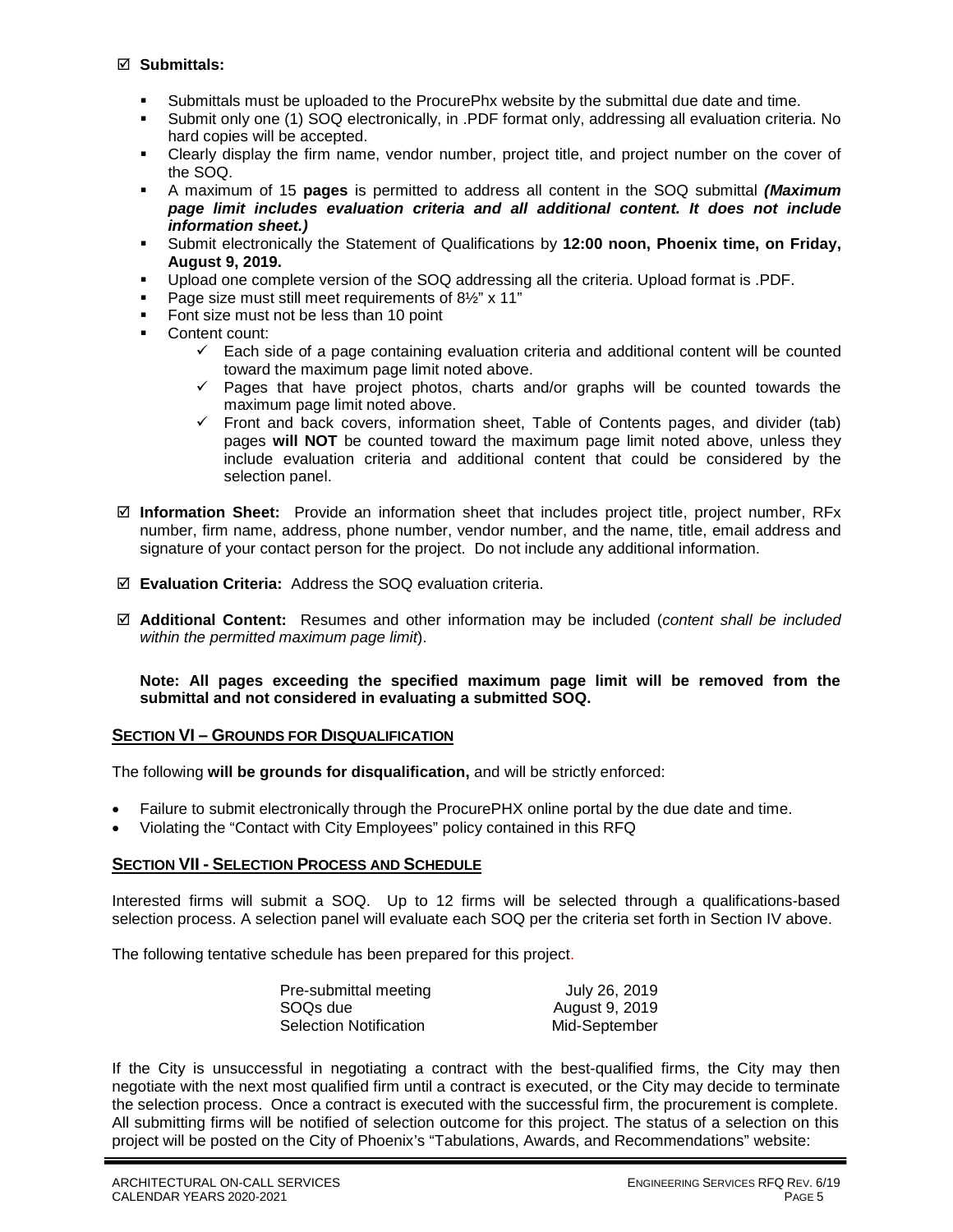☑ **Submittals:**

- Submittals must be uploaded to the ProcurePhx website by the submittal due date and time.
- Submit only one (1) SOQ electronically, in .PDF format only, addressing all evaluation criteria. No hard copies will be accepted.
- Clearly display the firm name, vendor number, project title, and project number on the cover of the SOQ.
- A maximum of 15 **pages** is permitted to address all content in the SOQ submittal ***(Maximum page limit includes evaluation criteria and all additional content. It does not include information sheet.)***
- Submit electronically the Statement of Qualifications by **12:00 noon, Phoenix time, on Friday, August 9, 2019.**
- Upload one complete version of the SOQ addressing all the criteria. Upload format is .PDF.
- Page size must still meet requirements of 8½" x 11"
- Font size must not be less than 10 point
- Content count:
  - ✓ Each side of a page containing evaluation criteria and additional content will be counted toward the maximum page limit noted above.
  - ✓ Pages that have project photos, charts and/or graphs will be counted towards the maximum page limit noted above.
  - ✓ Front and back covers, information sheet, Table of Contents pages, and divider (tab) pages **will NOT** be counted toward the maximum page limit noted above, unless they include evaluation criteria and additional content that could be considered by the selection panel.

☑ **Information Sheet:** Provide an information sheet that includes project title, project number, RFx number, firm name, address, phone number, vendor number, and the name, title, email address and signature of your contact person for the project. Do not include any additional information.

☑ **Evaluation Criteria:** Address the SOQ evaluation criteria.

☑ **Additional Content:** Resumes and other information may be included (*content shall be included within the permitted maximum page limit*).

**Note: All pages exceeding the specified maximum page limit will be removed from the submittal and not considered in evaluating a submitted SOQ.**

## SECTION VI – GROUNDS FOR DISQUALIFICATION

The following **will be grounds for disqualification,** and will be strictly enforced:

- Failure to submit electronically through the ProcurePHX online portal by the due date and time.
- Violating the "Contact with City Employees" policy contained in this RFQ

## SECTION VII - SELECTION PROCESS AND SCHEDULE

Interested firms will submit a SOQ. Up to 12 firms will be selected through a qualifications-based selection process. A selection panel will evaluate each SOQ per the criteria set forth in Section IV above.

The following tentative schedule has been prepared for this project.

| | |
|---|---|
| Pre-submittal meeting | July 26, 2019 |
| SOQs due | August 9, 2019 |
| Selection Notification | Mid-September |

If the City is unsuccessful in negotiating a contract with the best-qualified firms, the City may then negotiate with the next most qualified firm until a contract is executed, or the City may decide to terminate the selection process. Once a contract is executed with the successful firm, the procurement is complete. All submitting firms will be notified of selection outcome for this project. The status of a selection on this project will be posted on the City of Phoenix's "Tabulations, Awards, and Recommendations" website: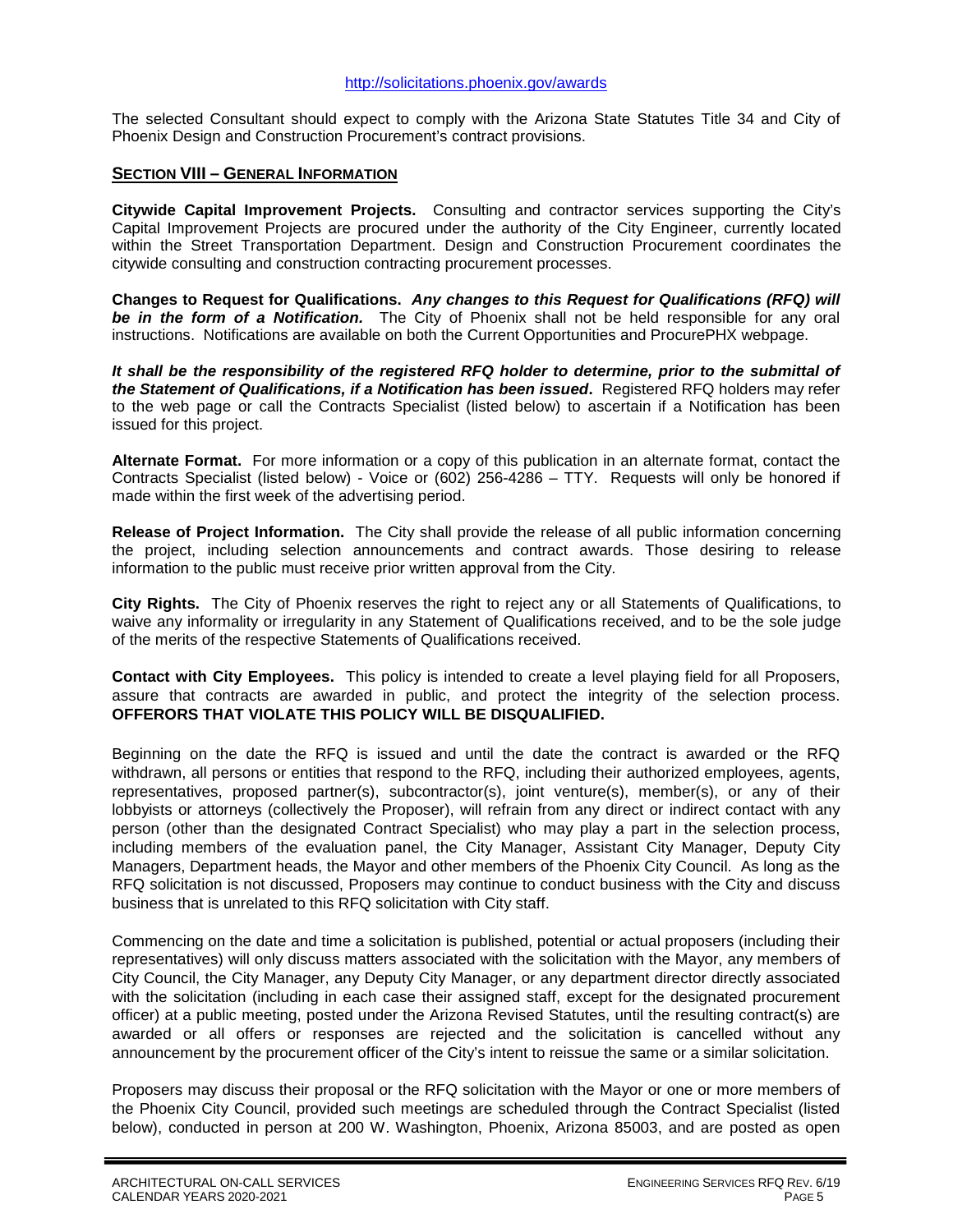http://solicitations.phoenix.gov/awards

The selected Consultant should expect to comply with the Arizona State Statutes Title 34 and City of Phoenix Design and Construction Procurement's contract provisions.

## SECTION VIII – GENERAL INFORMATION

**Citywide Capital Improvement Projects.** Consulting and contractor services supporting the City's Capital Improvement Projects are procured under the authority of the City Engineer, currently located within the Street Transportation Department. Design and Construction Procurement coordinates the citywide consulting and construction contracting procurement processes.

**Changes to Request for Qualifications.** ***Any changes to this Request for Qualifications (RFQ) will be in the form of a Notification.*** The City of Phoenix shall not be held responsible for any oral instructions. Notifications are available on both the Current Opportunities and ProcurePHX webpage.

***It shall be the responsibility of the registered RFQ holder to determine, prior to the submittal of the Statement of Qualifications, if a Notification has been issued***. Registered RFQ holders may refer to the web page or call the Contracts Specialist (listed below) to ascertain if a Notification has been issued for this project.

**Alternate Format.** For more information or a copy of this publication in an alternate format, contact the Contracts Specialist (listed below) - Voice or (602) 256-4286 – TTY. Requests will only be honored if made within the first week of the advertising period.

**Release of Project Information.** The City shall provide the release of all public information concerning the project, including selection announcements and contract awards. Those desiring to release information to the public must receive prior written approval from the City.

**City Rights.** The City of Phoenix reserves the right to reject any or all Statements of Qualifications, to waive any informality or irregularity in any Statement of Qualifications received, and to be the sole judge of the merits of the respective Statements of Qualifications received.

**Contact with City Employees.** This policy is intended to create a level playing field for all Proposers, assure that contracts are awarded in public, and protect the integrity of the selection process. **OFFERORS THAT VIOLATE THIS POLICY WILL BE DISQUALIFIED.**

Beginning on the date the RFQ is issued and until the date the contract is awarded or the RFQ withdrawn, all persons or entities that respond to the RFQ, including their authorized employees, agents, representatives, proposed partner(s), subcontractor(s), joint venture(s), member(s), or any of their lobbyists or attorneys (collectively the Proposer), will refrain from any direct or indirect contact with any person (other than the designated Contract Specialist) who may play a part in the selection process, including members of the evaluation panel, the City Manager, Assistant City Manager, Deputy City Managers, Department heads, the Mayor and other members of the Phoenix City Council. As long as the RFQ solicitation is not discussed, Proposers may continue to conduct business with the City and discuss business that is unrelated to this RFQ solicitation with City staff.

Commencing on the date and time a solicitation is published, potential or actual proposers (including their representatives) will only discuss matters associated with the solicitation with the Mayor, any members of City Council, the City Manager, any Deputy City Manager, or any department director directly associated with the solicitation (including in each case their assigned staff, except for the designated procurement officer) at a public meeting, posted under the Arizona Revised Statutes, until the resulting contract(s) are awarded or all offers or responses are rejected and the solicitation is cancelled without any announcement by the procurement officer of the City's intent to reissue the same or a similar solicitation.

Proposers may discuss their proposal or the RFQ solicitation with the Mayor or one or more members of the Phoenix City Council, provided such meetings are scheduled through the Contract Specialist (listed below), conducted in person at 200 W. Washington, Phoenix, Arizona 85003, and are posted as open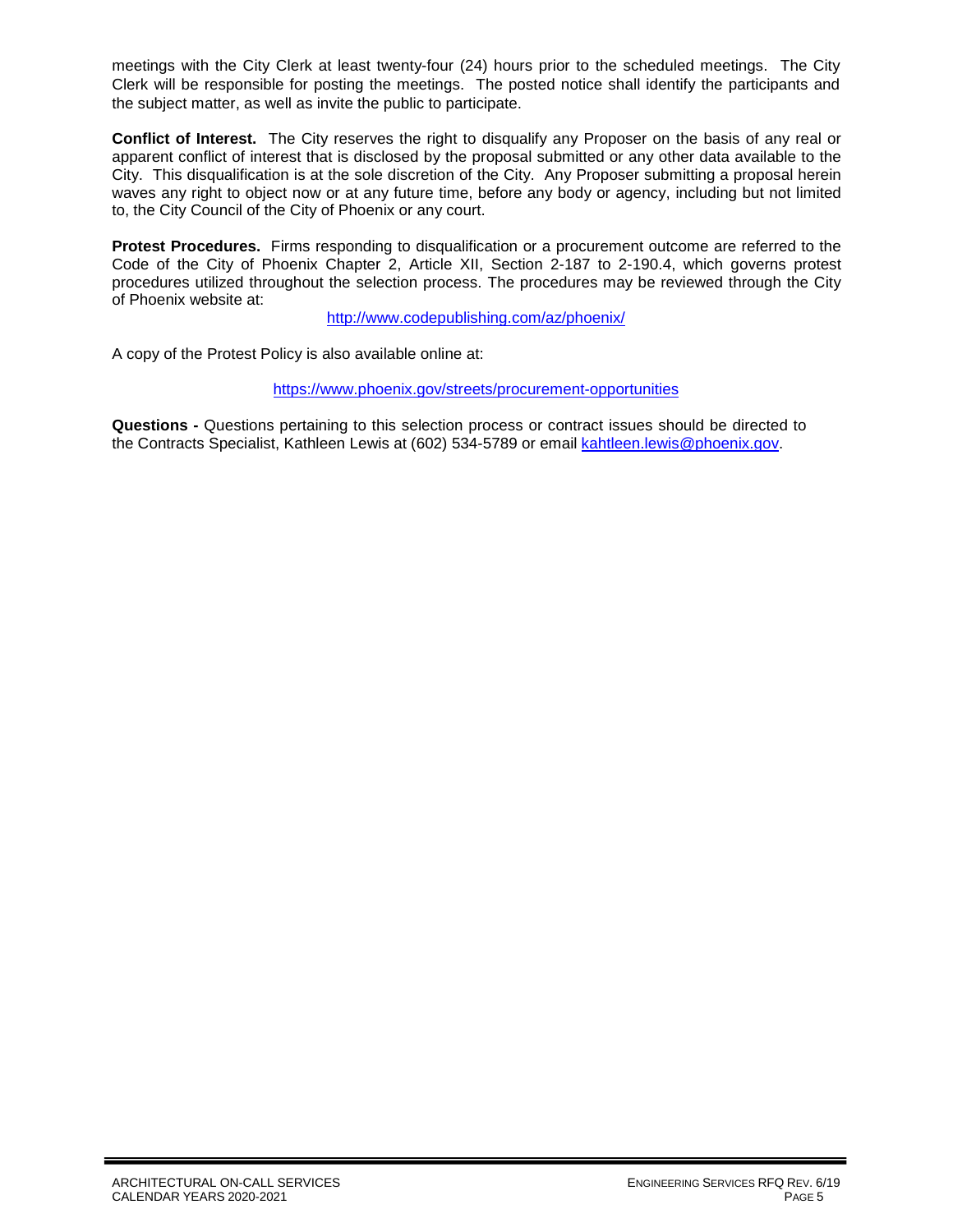meetings with the City Clerk at least twenty-four (24) hours prior to the scheduled meetings. The City Clerk will be responsible for posting the meetings. The posted notice shall identify the participants and the subject matter, as well as invite the public to participate.

**Conflict of Interest.** The City reserves the right to disqualify any Proposer on the basis of any real or apparent conflict of interest that is disclosed by the proposal submitted or any other data available to the City. This disqualification is at the sole discretion of the City. Any Proposer submitting a proposal herein waves any right to object now or at any future time, before any body or agency, including but not limited to, the City Council of the City of Phoenix or any court.

**Protest Procedures.** Firms responding to disqualification or a procurement outcome are referred to the Code of the City of Phoenix Chapter 2, Article XII, Section 2-187 to 2-190.4, which governs protest procedures utilized throughout the selection process. The procedures may be reviewed through the City of Phoenix website at:

http://www.codepublishing.com/az/phoenix/

A copy of the Protest Policy is also available online at:

https://www.phoenix.gov/streets/procurement-opportunities

**Questions -** Questions pertaining to this selection process or contract issues should be directed to the Contracts Specialist, Kathleen Lewis at (602) 534-5789 or email kahtleen.lewis@phoenix.gov.